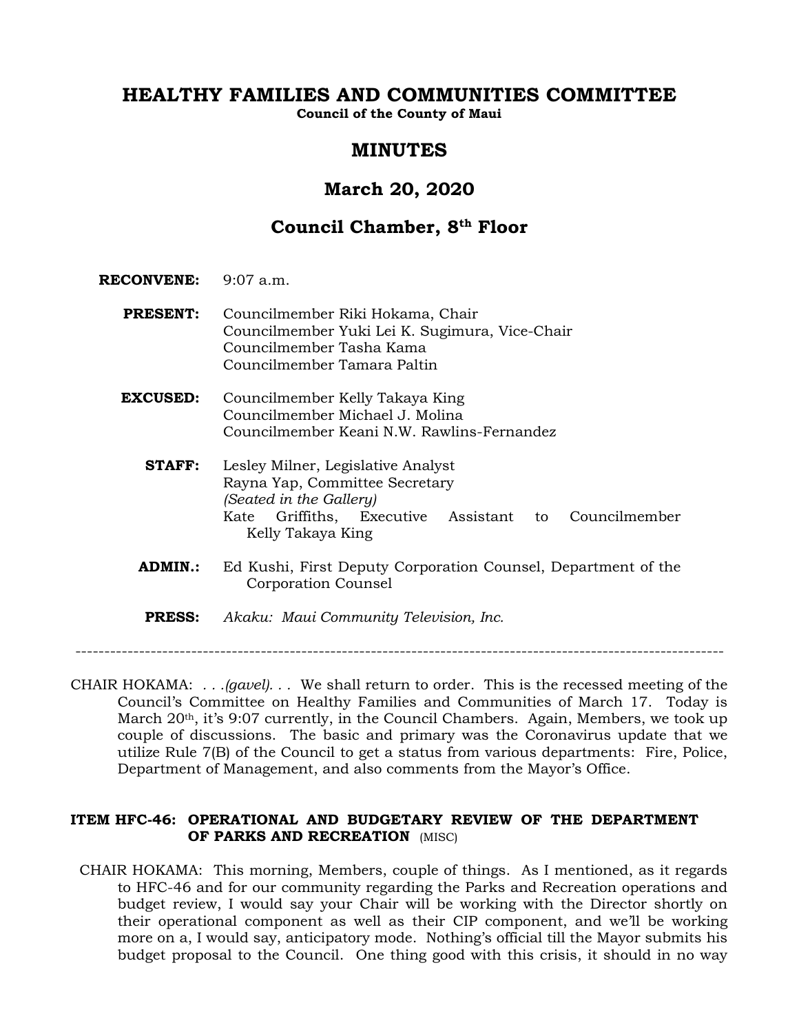# HEALTHY FAMILIES AND COMMUNITIES COMMITTEE

**Council of the County of Maui**

## MINUTES

## March 20, 2020

## Council Chamber, 8th Floor

**RECONVENE:** 9:07 a.m.

**PRESENT:** Councilmember Riki Hokama, Chair
Councilmember Yuki Lei K. Sugimura, Vice-Chair
Councilmember Tasha Kama
Councilmember Tamara Paltin

**EXCUSED:** Councilmember Kelly Takaya King
Councilmember Michael J. Molina
Councilmember Keani N.W. Rawlins-Fernandez

**STAFF:** Lesley Milner, Legislative Analyst
Rayna Yap, Committee Secretary
*(Seated in the Gallery)*
Kate Griffiths, Executive Assistant to Councilmember Kelly Takaya King

**ADMIN.:** Ed Kushi, First Deputy Corporation Counsel, Department of the Corporation Counsel

**PRESS:** *Akaku: Maui Community Television, Inc.*

---

CHAIR HOKAMA: *. . .(gavel). . .* We shall return to order. This is the recessed meeting of the Council's Committee on Healthy Families and Communities of March 17. Today is March 20th, it's 9:07 currently, in the Council Chambers. Again, Members, we took up couple of discussions. The basic and primary was the Coronavirus update that we utilize Rule 7(B) of the Council to get a status from various departments: Fire, Police, Department of Management, and also comments from the Mayor's Office.

### ITEM HFC-46: OPERATIONAL AND BUDGETARY REVIEW OF THE DEPARTMENT OF PARKS AND RECREATION (MISC)

CHAIR HOKAMA: This morning, Members, couple of things. As I mentioned, as it regards to HFC-46 and for our community regarding the Parks and Recreation operations and budget review, I would say your Chair will be working with the Director shortly on their operational component as well as their CIP component, and we'll be working more on a, I would say, anticipatory mode. Nothing's official till the Mayor submits his budget proposal to the Council. One thing good with this crisis, it should in no way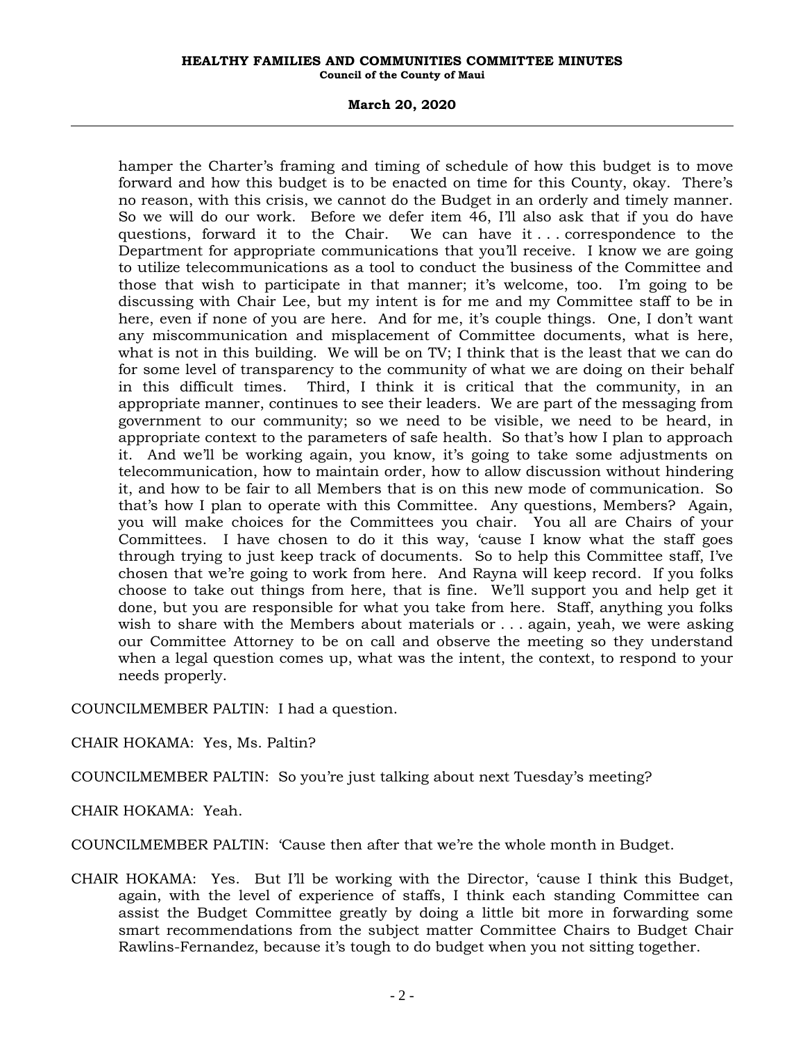hamper the Charter's framing and timing of schedule of how this budget is to move forward and how this budget is to be enacted on time for this County, okay. There's no reason, with this crisis, we cannot do the Budget in an orderly and timely manner. So we will do our work. Before we defer item 46, I'll also ask that if you do have questions, forward it to the Chair. We can have it . . . correspondence to the Department for appropriate communications that you'll receive. I know we are going to utilize telecommunications as a tool to conduct the business of the Committee and those that wish to participate in that manner; it's welcome, too. I'm going to be discussing with Chair Lee, but my intent is for me and my Committee staff to be in here, even if none of you are here. And for me, it's couple things. One, I don't want any miscommunication and misplacement of Committee documents, what is here, what is not in this building. We will be on TV; I think that is the least that we can do for some level of transparency to the community of what we are doing on their behalf in this difficult times. Third, I think it is critical that the community, in an appropriate manner, continues to see their leaders. We are part of the messaging from government to our community; so we need to be visible, we need to be heard, in appropriate context to the parameters of safe health. So that's how I plan to approach it. And we'll be working again, you know, it's going to take some adjustments on telecommunication, how to maintain order, how to allow discussion without hindering it, and how to be fair to all Members that is on this new mode of communication. So that's how I plan to operate with this Committee. Any questions, Members? Again, you will make choices for the Committees you chair. You all are Chairs of your Committees. I have chosen to do it this way, 'cause I know what the staff goes through trying to just keep track of documents. So to help this Committee staff, I've chosen that we're going to work from here. And Rayna will keep record. If you folks choose to take out things from here, that is fine. We'll support you and help get it done, but you are responsible for what you take from here. Staff, anything you folks wish to share with the Members about materials or . . . again, yeah, we were asking our Committee Attorney to be on call and observe the meeting so they understand when a legal question comes up, what was the intent, the context, to respond to your needs properly.

COUNCILMEMBER PALTIN: I had a question.

CHAIR HOKAMA: Yes, Ms. Paltin?

COUNCILMEMBER PALTIN: So you're just talking about next Tuesday's meeting?

CHAIR HOKAMA: Yeah.

COUNCILMEMBER PALTIN: 'Cause then after that we're the whole month in Budget.

CHAIR HOKAMA: Yes. But I'll be working with the Director, 'cause I think this Budget, again, with the level of experience of staffs, I think each standing Committee can assist the Budget Committee greatly by doing a little bit more in forwarding some smart recommendations from the subject matter Committee Chairs to Budget Chair Rawlins-Fernandez, because it's tough to do budget when you not sitting together.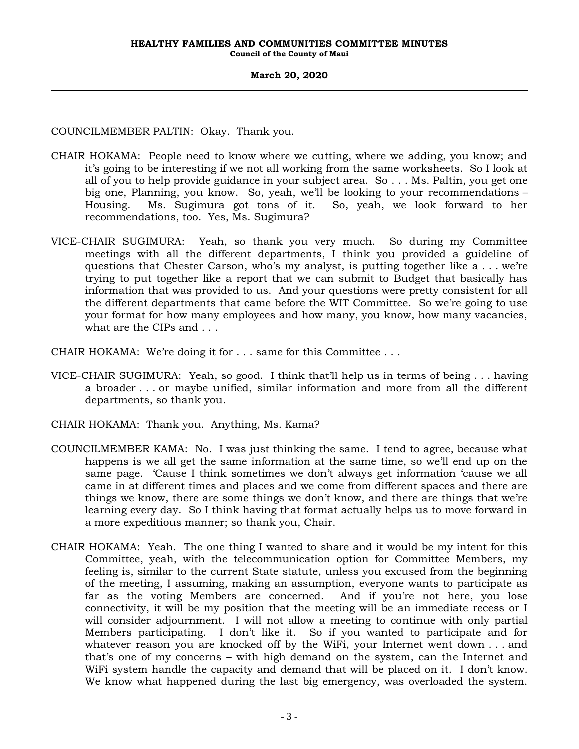COUNCILMEMBER PALTIN: Okay. Thank you.

CHAIR HOKAMA: People need to know where we cutting, where we adding, you know; and it's going to be interesting if we not all working from the same worksheets. So I look at all of you to help provide guidance in your subject area. So . . . Ms. Paltin, you get one big one, Planning, you know. So, yeah, we'll be looking to your recommendations – Housing. Ms. Sugimura got tons of it. So, yeah, we look forward to her recommendations, too. Yes, Ms. Sugimura?

VICE-CHAIR SUGIMURA: Yeah, so thank you very much. So during my Committee meetings with all the different departments, I think you provided a guideline of questions that Chester Carson, who's my analyst, is putting together like a . . . we're trying to put together like a report that we can submit to Budget that basically has information that was provided to us. And your questions were pretty consistent for all the different departments that came before the WIT Committee. So we're going to use your format for how many employees and how many, you know, how many vacancies, what are the CIPs and . . .

CHAIR HOKAMA: We're doing it for . . . same for this Committee . . .

VICE-CHAIR SUGIMURA: Yeah, so good. I think that'll help us in terms of being . . . having a broader . . . or maybe unified, similar information and more from all the different departments, so thank you.

CHAIR HOKAMA: Thank you. Anything, Ms. Kama?

COUNCILMEMBER KAMA: No. I was just thinking the same. I tend to agree, because what happens is we all get the same information at the same time, so we'll end up on the same page. 'Cause I think sometimes we don't always get information 'cause we all came in at different times and places and we come from different spaces and there are things we know, there are some things we don't know, and there are things that we're learning every day. So I think having that format actually helps us to move forward in a more expeditious manner; so thank you, Chair.

CHAIR HOKAMA: Yeah. The one thing I wanted to share and it would be my intent for this Committee, yeah, with the telecommunication option for Committee Members, my feeling is, similar to the current State statute, unless you excused from the beginning of the meeting, I assuming, making an assumption, everyone wants to participate as far as the voting Members are concerned. And if you're not here, you lose connectivity, it will be my position that the meeting will be an immediate recess or I will consider adjournment. I will not allow a meeting to continue with only partial Members participating. I don't like it. So if you wanted to participate and for whatever reason you are knocked off by the WiFi, your Internet went down . . . and that's one of my concerns – with high demand on the system, can the Internet and WiFi system handle the capacity and demand that will be placed on it. I don't know. We know what happened during the last big emergency, was overloaded the system.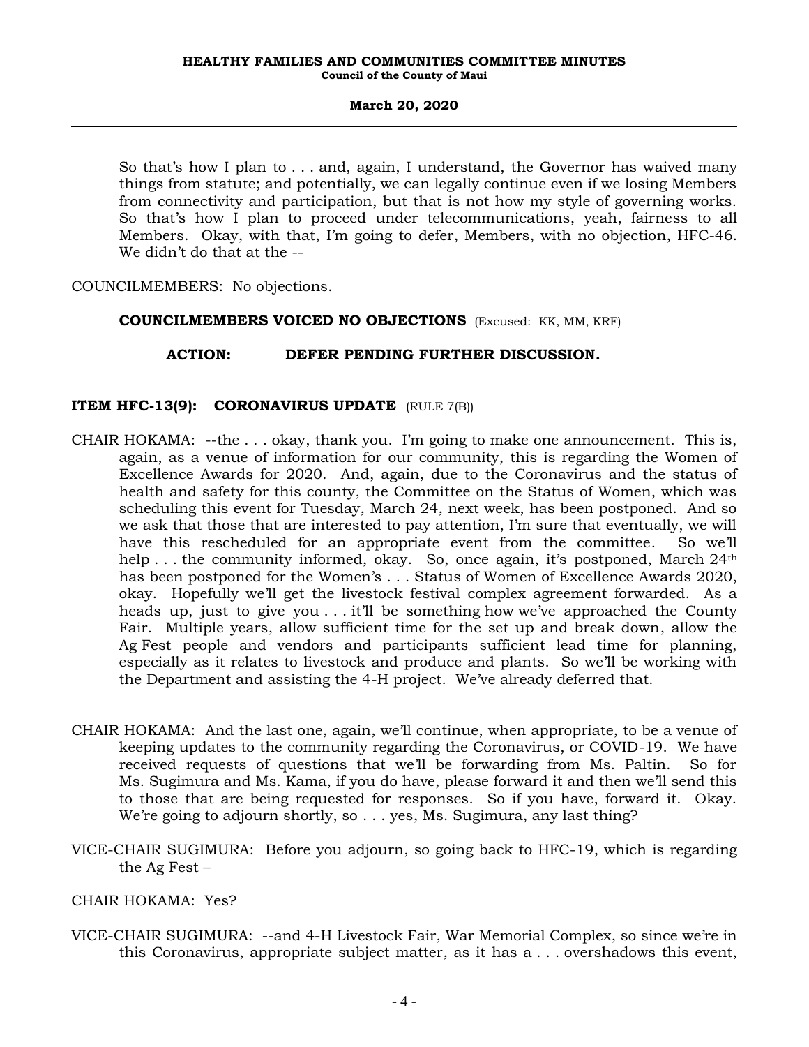So that's how I plan to . . . and, again, I understand, the Governor has waived many things from statute; and potentially, we can legally continue even if we losing Members from connectivity and participation, but that is not how my style of governing works. So that's how I plan to proceed under telecommunications, yeah, fairness to all Members. Okay, with that, I'm going to defer, Members, with no objection, HFC-46. We didn't do that at the --

COUNCILMEMBERS: No objections.

**COUNCILMEMBERS VOICED NO OBJECTIONS** (Excused: KK, MM, KRF)

**ACTION: DEFER PENDING FURTHER DISCUSSION.**

**ITEM HFC-13(9): CORONAVIRUS UPDATE** (RULE 7(B))

CHAIR HOKAMA: --the . . . okay, thank you. I'm going to make one announcement. This is, again, as a venue of information for our community, this is regarding the Women of Excellence Awards for 2020. And, again, due to the Coronavirus and the status of health and safety for this county, the Committee on the Status of Women, which was scheduling this event for Tuesday, March 24, next week, has been postponed. And so we ask that those that are interested to pay attention, I'm sure that eventually, we will have this rescheduled for an appropriate event from the committee. So we'll help . . . the community informed, okay. So, once again, it's postponed, March 24th has been postponed for the Women's . . . Status of Women of Excellence Awards 2020, okay. Hopefully we'll get the livestock festival complex agreement forwarded. As a heads up, just to give you . . . it'll be something how we've approached the County Fair. Multiple years, allow sufficient time for the set up and break down, allow the Ag Fest people and vendors and participants sufficient lead time for planning, especially as it relates to livestock and produce and plants. So we'll be working with the Department and assisting the 4-H project. We've already deferred that.

CHAIR HOKAMA: And the last one, again, we'll continue, when appropriate, to be a venue of keeping updates to the community regarding the Coronavirus, or COVID-19. We have received requests of questions that we'll be forwarding from Ms. Paltin. So for Ms. Sugimura and Ms. Kama, if you do have, please forward it and then we'll send this to those that are being requested for responses. So if you have, forward it. Okay. We're going to adjourn shortly, so . . . yes, Ms. Sugimura, any last thing?

VICE-CHAIR SUGIMURA: Before you adjourn, so going back to HFC-19, which is regarding the Ag Fest –

CHAIR HOKAMA: Yes?

VICE-CHAIR SUGIMURA: --and 4-H Livestock Fair, War Memorial Complex, so since we're in this Coronavirus, appropriate subject matter, as it has a . . . overshadows this event,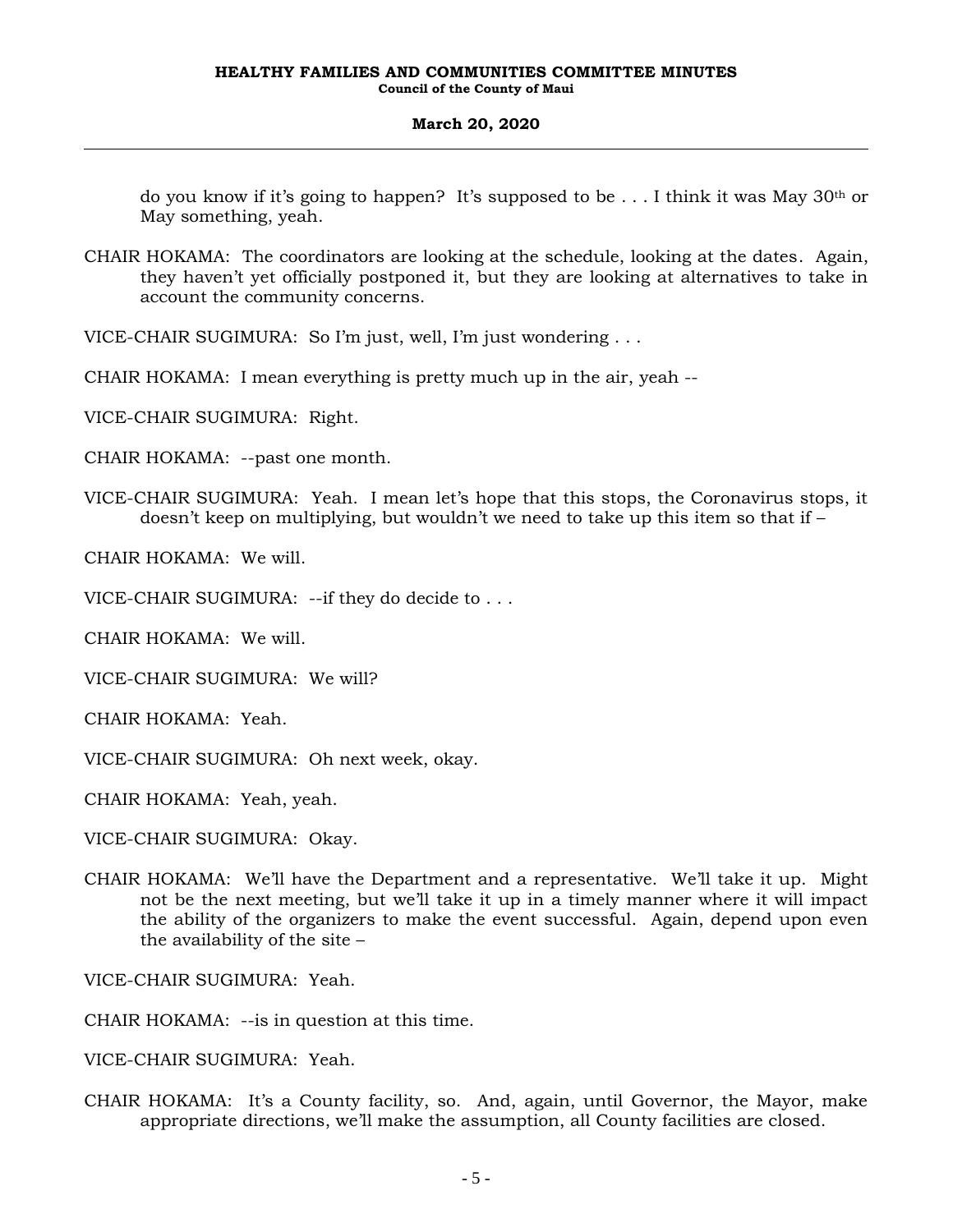do you know if it's going to happen? It's supposed to be . . . I think it was May 30th or May something, yeah.

CHAIR HOKAMA: The coordinators are looking at the schedule, looking at the dates. Again, they haven't yet officially postponed it, but they are looking at alternatives to take in account the community concerns.

VICE-CHAIR SUGIMURA: So I'm just, well, I'm just wondering . . .

CHAIR HOKAMA: I mean everything is pretty much up in the air, yeah --

VICE-CHAIR SUGIMURA: Right.

CHAIR HOKAMA: --past one month.

VICE-CHAIR SUGIMURA: Yeah. I mean let's hope that this stops, the Coronavirus stops, it doesn't keep on multiplying, but wouldn't we need to take up this item so that if –

CHAIR HOKAMA: We will.

VICE-CHAIR SUGIMURA: --if they do decide to . . .

CHAIR HOKAMA: We will.

VICE-CHAIR SUGIMURA: We will?

CHAIR HOKAMA: Yeah.

VICE-CHAIR SUGIMURA: Oh next week, okay.

CHAIR HOKAMA: Yeah, yeah.

VICE-CHAIR SUGIMURA: Okay.

CHAIR HOKAMA: We'll have the Department and a representative. We'll take it up. Might not be the next meeting, but we'll take it up in a timely manner where it will impact the ability of the organizers to make the event successful. Again, depend upon even the availability of the site –

VICE-CHAIR SUGIMURA: Yeah.

CHAIR HOKAMA: --is in question at this time.

VICE-CHAIR SUGIMURA: Yeah.

CHAIR HOKAMA: It's a County facility, so. And, again, until Governor, the Mayor, make appropriate directions, we'll make the assumption, all County facilities are closed.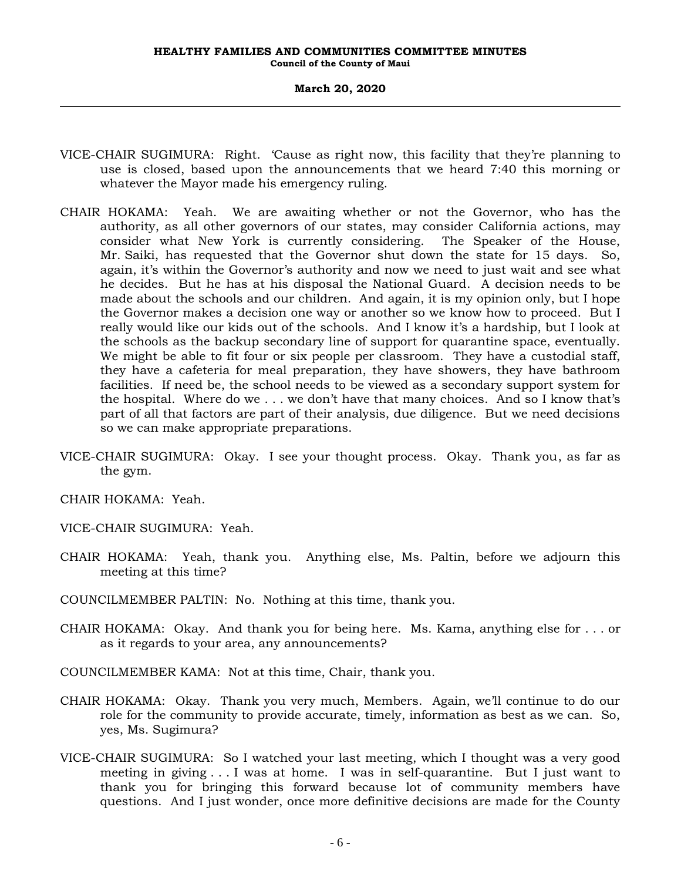VICE-CHAIR SUGIMURA: Right. 'Cause as right now, this facility that they're planning to use is closed, based upon the announcements that we heard 7:40 this morning or whatever the Mayor made his emergency ruling.

CHAIR HOKAMA: Yeah. We are awaiting whether or not the Governor, who has the authority, as all other governors of our states, may consider California actions, may consider what New York is currently considering. The Speaker of the House, Mr. Saiki, has requested that the Governor shut down the state for 15 days. So, again, it's within the Governor's authority and now we need to just wait and see what he decides. But he has at his disposal the National Guard. A decision needs to be made about the schools and our children. And again, it is my opinion only, but I hope the Governor makes a decision one way or another so we know how to proceed. But I really would like our kids out of the schools. And I know it's a hardship, but I look at the schools as the backup secondary line of support for quarantine space, eventually. We might be able to fit four or six people per classroom. They have a custodial staff, they have a cafeteria for meal preparation, they have showers, they have bathroom facilities. If need be, the school needs to be viewed as a secondary support system for the hospital. Where do we . . . we don't have that many choices. And so I know that's part of all that factors are part of their analysis, due diligence. But we need decisions so we can make appropriate preparations.

VICE-CHAIR SUGIMURA: Okay. I see your thought process. Okay. Thank you, as far as the gym.

CHAIR HOKAMA: Yeah.

VICE-CHAIR SUGIMURA: Yeah.

CHAIR HOKAMA: Yeah, thank you. Anything else, Ms. Paltin, before we adjourn this meeting at this time?

COUNCILMEMBER PALTIN: No. Nothing at this time, thank you.

CHAIR HOKAMA: Okay. And thank you for being here. Ms. Kama, anything else for . . . or as it regards to your area, any announcements?

COUNCILMEMBER KAMA: Not at this time, Chair, thank you.

CHAIR HOKAMA: Okay. Thank you very much, Members. Again, we'll continue to do our role for the community to provide accurate, timely, information as best as we can. So, yes, Ms. Sugimura?

VICE-CHAIR SUGIMURA: So I watched your last meeting, which I thought was a very good meeting in giving . . . I was at home. I was in self-quarantine. But I just want to thank you for bringing this forward because lot of community members have questions. And I just wonder, once more definitive decisions are made for the County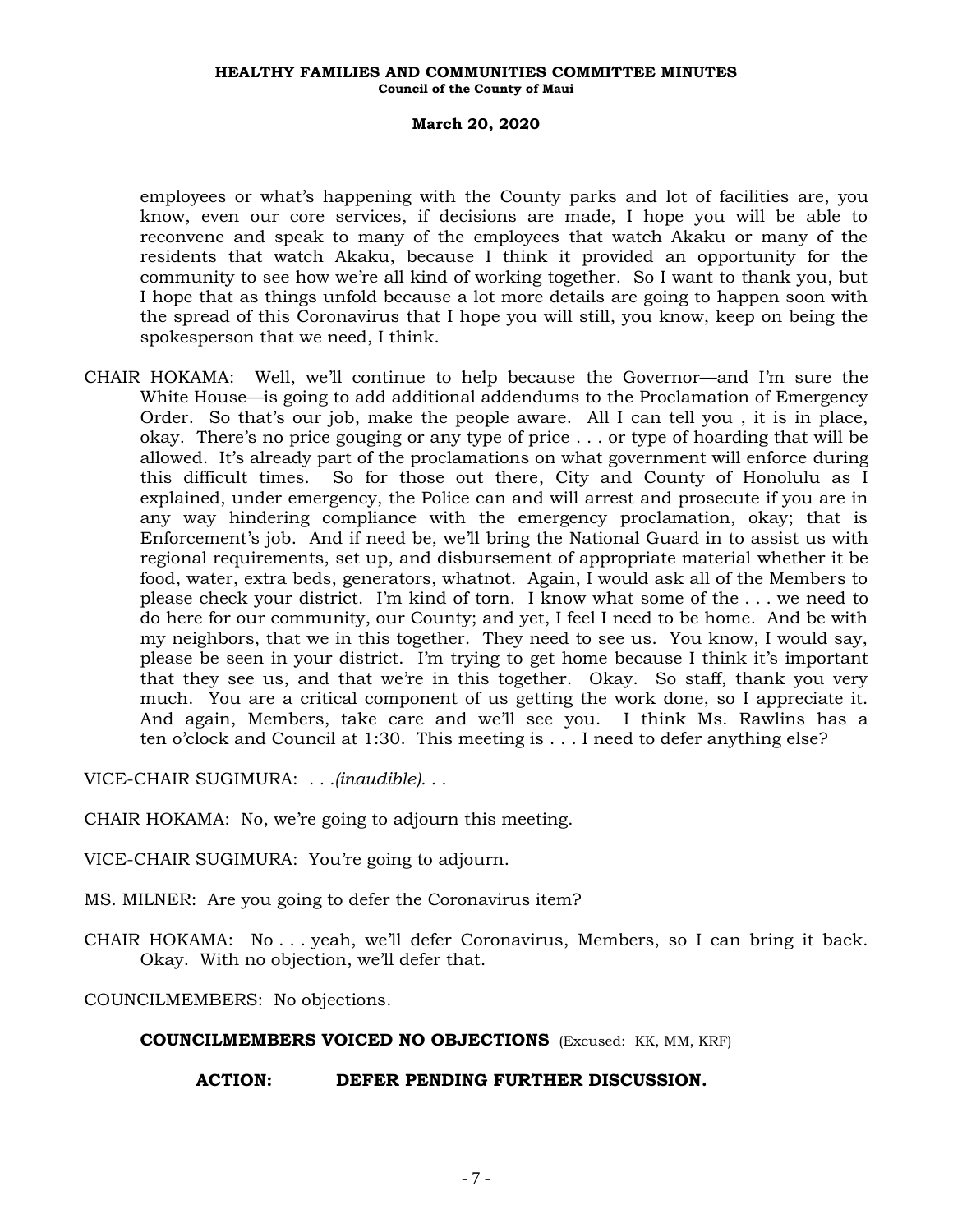employees or what's happening with the County parks and lot of facilities are, you know, even our core services, if decisions are made, I hope you will be able to reconvene and speak to many of the employees that watch Akaku or many of the residents that watch Akaku, because I think it provided an opportunity for the community to see how we're all kind of working together. So I want to thank you, but I hope that as things unfold because a lot more details are going to happen soon with the spread of this Coronavirus that I hope you will still, you know, keep on being the spokesperson that we need, I think.

CHAIR HOKAMA: Well, we'll continue to help because the Governor—and I'm sure the White House—is going to add additional addendums to the Proclamation of Emergency Order. So that's our job, make the people aware. All I can tell you , it is in place, okay. There's no price gouging or any type of price . . . or type of hoarding that will be allowed. It's already part of the proclamations on what government will enforce during this difficult times. So for those out there, City and County of Honolulu as I explained, under emergency, the Police can and will arrest and prosecute if you are in any way hindering compliance with the emergency proclamation, okay; that is Enforcement's job. And if need be, we'll bring the National Guard in to assist us with regional requirements, set up, and disbursement of appropriate material whether it be food, water, extra beds, generators, whatnot. Again, I would ask all of the Members to please check your district. I'm kind of torn. I know what some of the . . . we need to do here for our community, our County; and yet, I feel I need to be home. And be with my neighbors, that we in this together. They need to see us. You know, I would say, please be seen in your district. I'm trying to get home because I think it's important that they see us, and that we're in this together. Okay. So staff, thank you very much. You are a critical component of us getting the work done, so I appreciate it. And again, Members, take care and we'll see you. I think Ms. Rawlins has a ten o'clock and Council at 1:30. This meeting is . . . I need to defer anything else?

VICE-CHAIR SUGIMURA: *. . .(inaudible). . .*

CHAIR HOKAMA: No, we're going to adjourn this meeting.

VICE-CHAIR SUGIMURA: You're going to adjourn.

MS. MILNER: Are you going to defer the Coronavirus item?

CHAIR HOKAMA: No . . . yeah, we'll defer Coronavirus, Members, so I can bring it back. Okay. With no objection, we'll defer that.

COUNCILMEMBERS: No objections.

**COUNCILMEMBERS VOICED NO OBJECTIONS** (Excused: KK, MM, KRF)

**ACTION: DEFER PENDING FURTHER DISCUSSION.**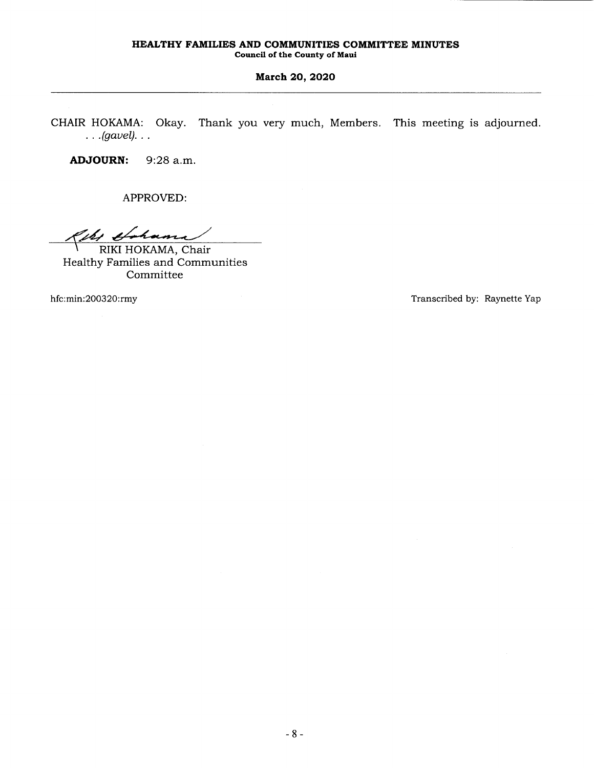CHAIR HOKAMA: Okay. Thank you very much, Members. This meeting is adjourned. . . .*(gavel)*. . .

**ADJOURN:** 9:28 a.m.

APPROVED:

RIKI HOKAMA, Chair
Healthy Families and Communities
Committee

hfc:min:200320:rmy

Transcribed by: Raynette Yap